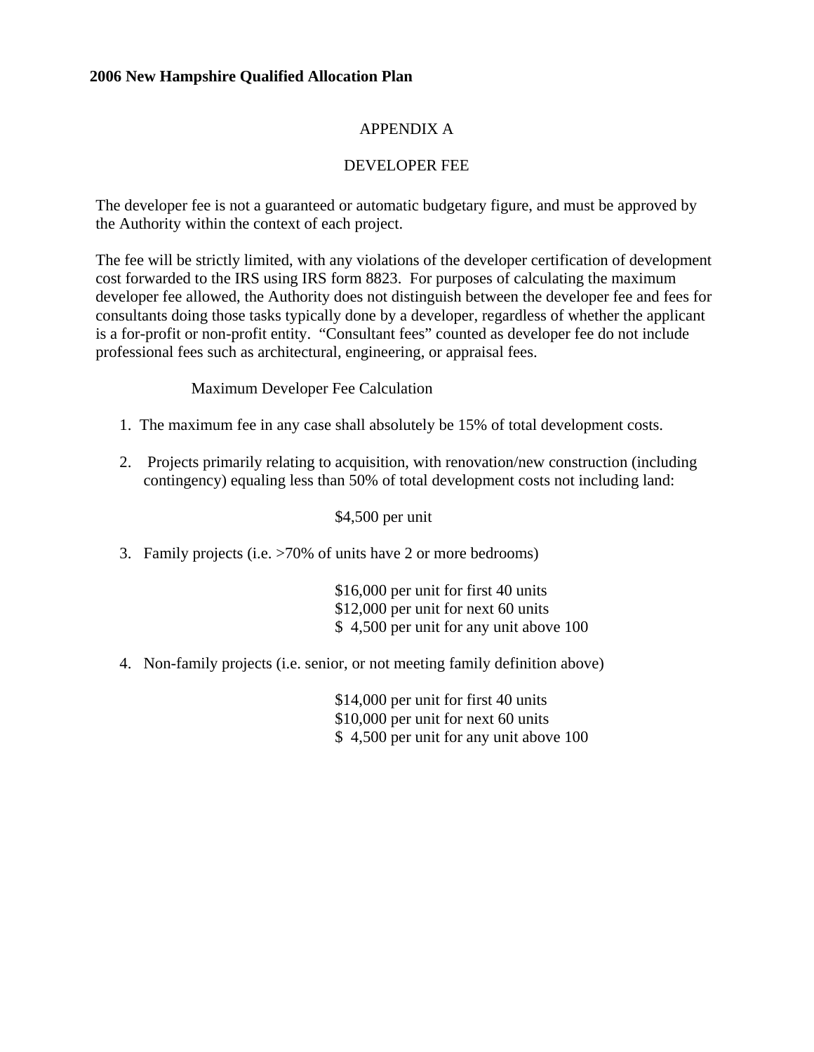**2006 New Hampshire Qualified Allocation Plan**

# APPENDIX A

## DEVELOPER FEE

The developer fee is not a guaranteed or automatic budgetary figure, and must be approved by the Authority within the context of each project.

The fee will be strictly limited, with any violations of the developer certification of development cost forwarded to the IRS using IRS form 8823. For purposes of calculating the maximum developer fee allowed, the Authority does not distinguish between the developer fee and fees for consultants doing those tasks typically done by a developer, regardless of whether the applicant is a for-profit or non-profit entity. "Consultant fees" counted as developer fee do not include professional fees such as architectural, engineering, or appraisal fees.

### Maximum Developer Fee Calculation

1. The maximum fee in any case shall absolutely be 15% of total development costs.

2. Projects primarily relating to acquisition, with renovation/new construction (including contingency) equaling less than 50% of total development costs not including land:

   $4,500 per unit

3. Family projects (i.e. >70% of units have 2 or more bedrooms)

   $16,000 per unit for first 40 units
   $12,000 per unit for next 60 units
   $ 4,500 per unit for any unit above 100

4. Non-family projects (i.e. senior, or not meeting family definition above)

   $14,000 per unit for first 40 units
   $10,000 per unit for next 60 units
   $ 4,500 per unit for any unit above 100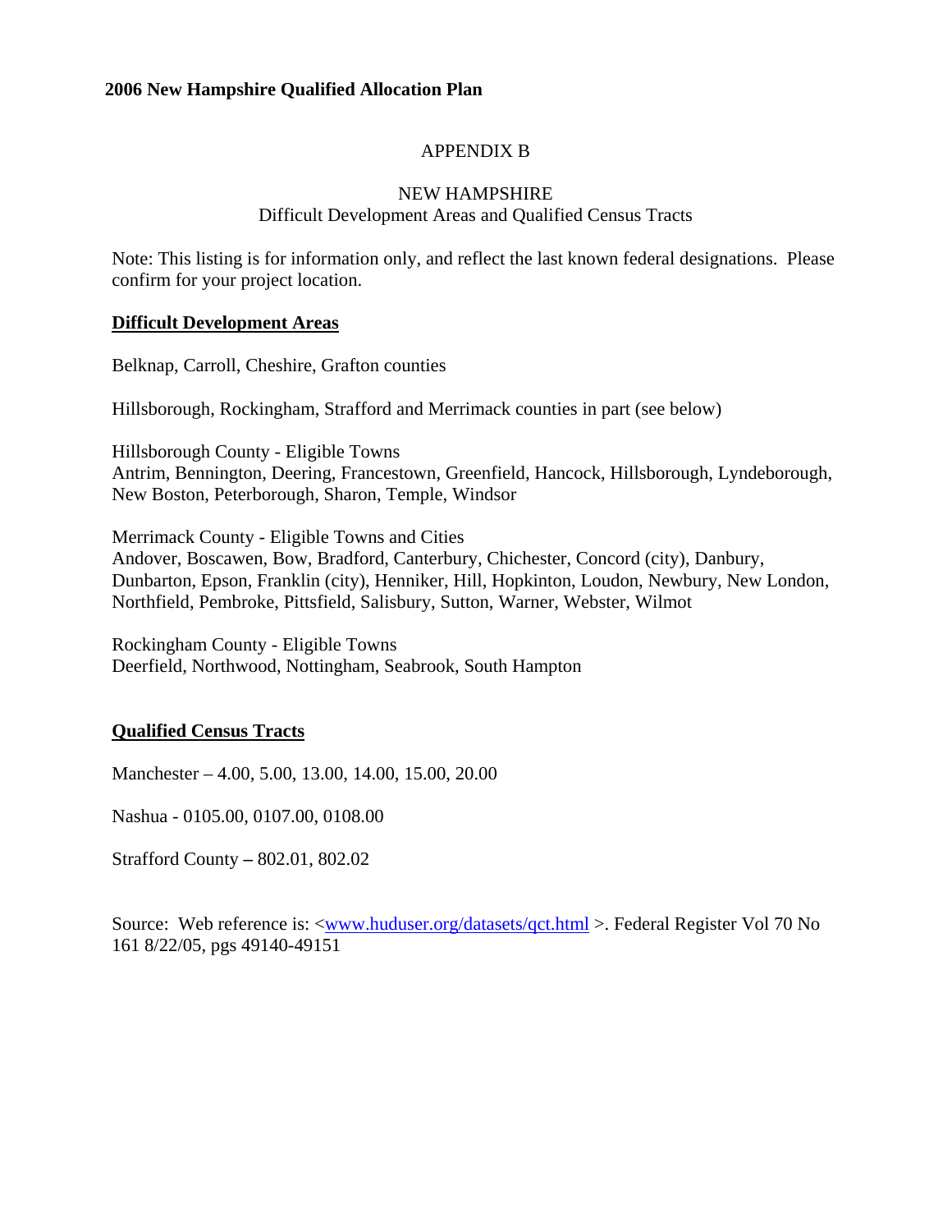**2006 New Hampshire Qualified Allocation Plan**

# APPENDIX B

## NEW HAMPSHIRE
### Difficult Development Areas and Qualified Census Tracts

Note: This listing is for information only, and reflect the last known federal designations. Please confirm for your project location.

**Difficult Development Areas**

Belknap, Carroll, Cheshire, Grafton counties

Hillsborough, Rockingham, Strafford and Merrimack counties in part (see below)

Hillsborough County - Eligible Towns
Antrim, Bennington, Deering, Francestown, Greenfield, Hancock, Hillsborough, Lyndeborough, New Boston, Peterborough, Sharon, Temple, Windsor

Merrimack County - Eligible Towns and Cities
Andover, Boscawen, Bow, Bradford, Canterbury, Chichester, Concord (city), Danbury, Dunbarton, Epson, Franklin (city), Henniker, Hill, Hopkinton, Loudon, Newbury, New London, Northfield, Pembroke, Pittsfield, Salisbury, Sutton, Warner, Webster, Wilmot

Rockingham County - Eligible Towns
Deerfield, Northwood, Nottingham, Seabrook, South Hampton

**Qualified Census Tracts**

Manchester – 4.00, 5.00, 13.00, 14.00, 15.00, 20.00

Nashua - 0105.00, 0107.00, 0108.00

Strafford County **–** 802.01, 802.02

Source: Web reference is: <www.huduser.org/datasets/qct.html >. Federal Register Vol 70 No 161 8/22/05, pgs 49140-49151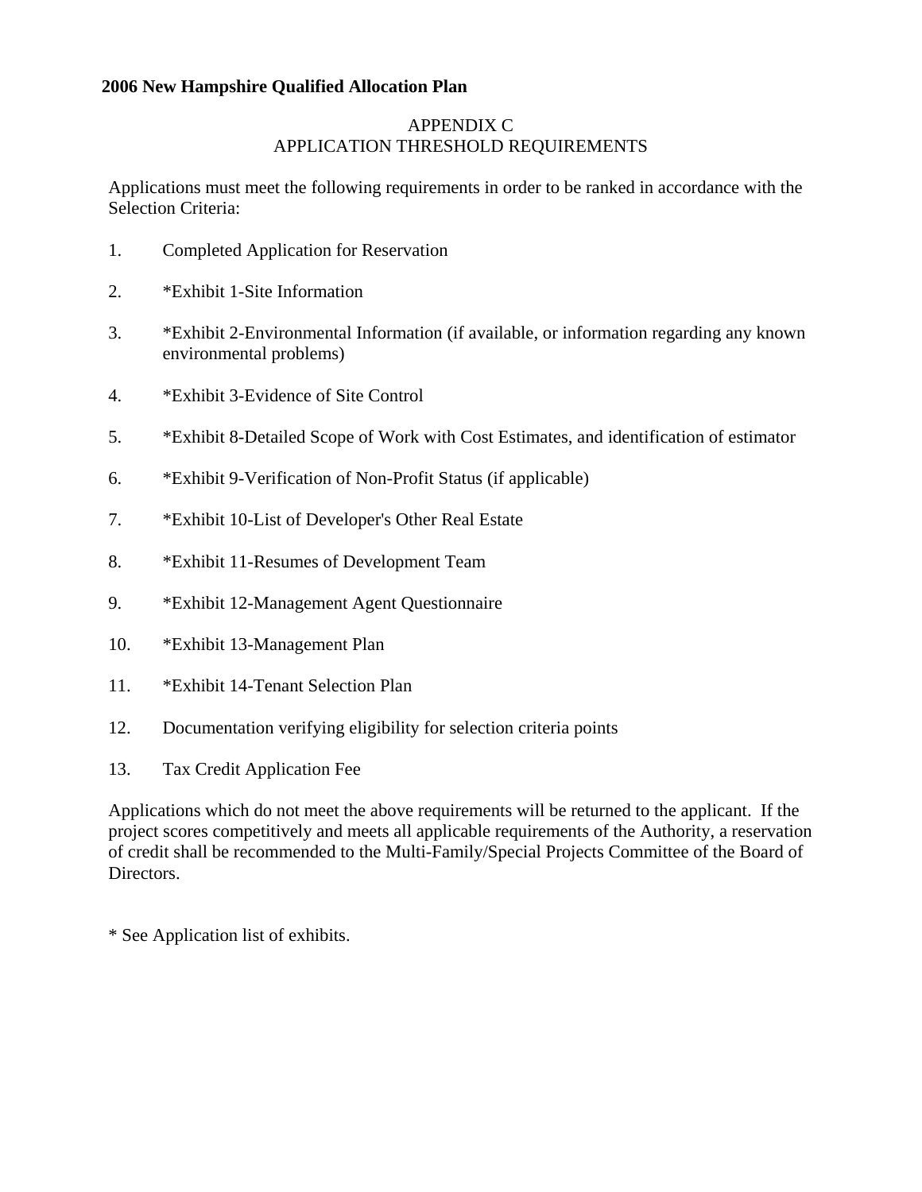**2006 New Hampshire Qualified Allocation Plan**

## APPENDIX C
## APPLICATION THRESHOLD REQUIREMENTS

Applications must meet the following requirements in order to be ranked in accordance with the Selection Criteria:

1. Completed Application for Reservation
2. *Exhibit 1-Site Information
3. *Exhibit 2-Environmental Information (if available, or information regarding any known environmental problems)
4. *Exhibit 3-Evidence of Site Control
5. *Exhibit 8-Detailed Scope of Work with Cost Estimates, and identification of estimator
6. *Exhibit 9-Verification of Non-Profit Status (if applicable)
7. *Exhibit 10-List of Developer's Other Real Estate
8. *Exhibit 11-Resumes of Development Team
9. *Exhibit 12-Management Agent Questionnaire
10. *Exhibit 13-Management Plan
11. *Exhibit 14-Tenant Selection Plan
12. Documentation verifying eligibility for selection criteria points
13. Tax Credit Application Fee

Applications which do not meet the above requirements will be returned to the applicant. If the project scores competitively and meets all applicable requirements of the Authority, a reservation of credit shall be recommended to the Multi-Family/Special Projects Committee of the Board of Directors.

* See Application list of exhibits.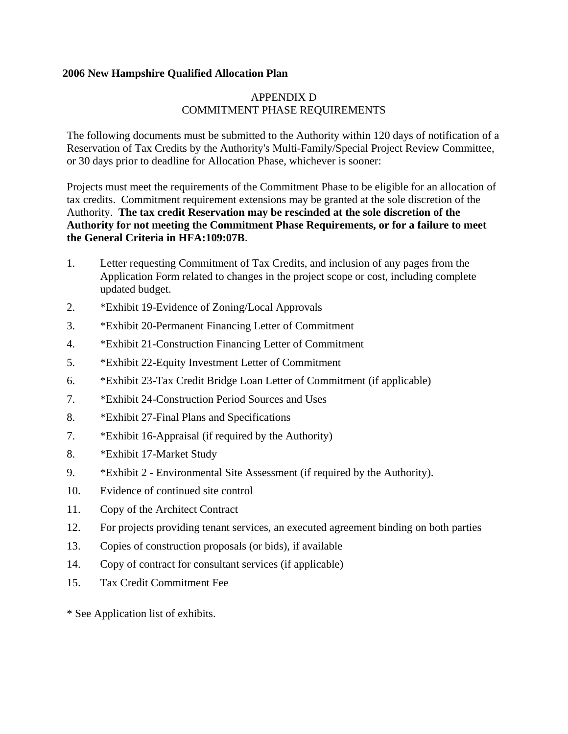**2006 New Hampshire Qualified Allocation Plan**

APPENDIX D
COMMITMENT PHASE REQUIREMENTS

The following documents must be submitted to the Authority within 120 days of notification of a Reservation of Tax Credits by the Authority's Multi-Family/Special Project Review Committee, or 30 days prior to deadline for Allocation Phase, whichever is sooner:

Projects must meet the requirements of the Commitment Phase to be eligible for an allocation of tax credits. Commitment requirement extensions may be granted at the sole discretion of the Authority. **The tax credit Reservation may be rescinded at the sole discretion of the Authority for not meeting the Commitment Phase Requirements, or for a failure to meet the General Criteria in HFA:109:07B**.

1. Letter requesting Commitment of Tax Credits, and inclusion of any pages from the Application Form related to changes in the project scope or cost, including complete updated budget.
2. *Exhibit 19-Evidence of Zoning/Local Approvals
3. *Exhibit 20-Permanent Financing Letter of Commitment
4. *Exhibit 21-Construction Financing Letter of Commitment
5. *Exhibit 22-Equity Investment Letter of Commitment
6. *Exhibit 23-Tax Credit Bridge Loan Letter of Commitment (if applicable)
7. *Exhibit 24-Construction Period Sources and Uses
8. *Exhibit 27-Final Plans and Specifications
7. *Exhibit 16-Appraisal (if required by the Authority)
8. *Exhibit 17-Market Study
9. *Exhibit 2 - Environmental Site Assessment (if required by the Authority).
10. Evidence of continued site control
11. Copy of the Architect Contract
12. For projects providing tenant services, an executed agreement binding on both parties
13. Copies of construction proposals (or bids), if available
14. Copy of contract for consultant services (if applicable)
15. Tax Credit Commitment Fee

* See Application list of exhibits.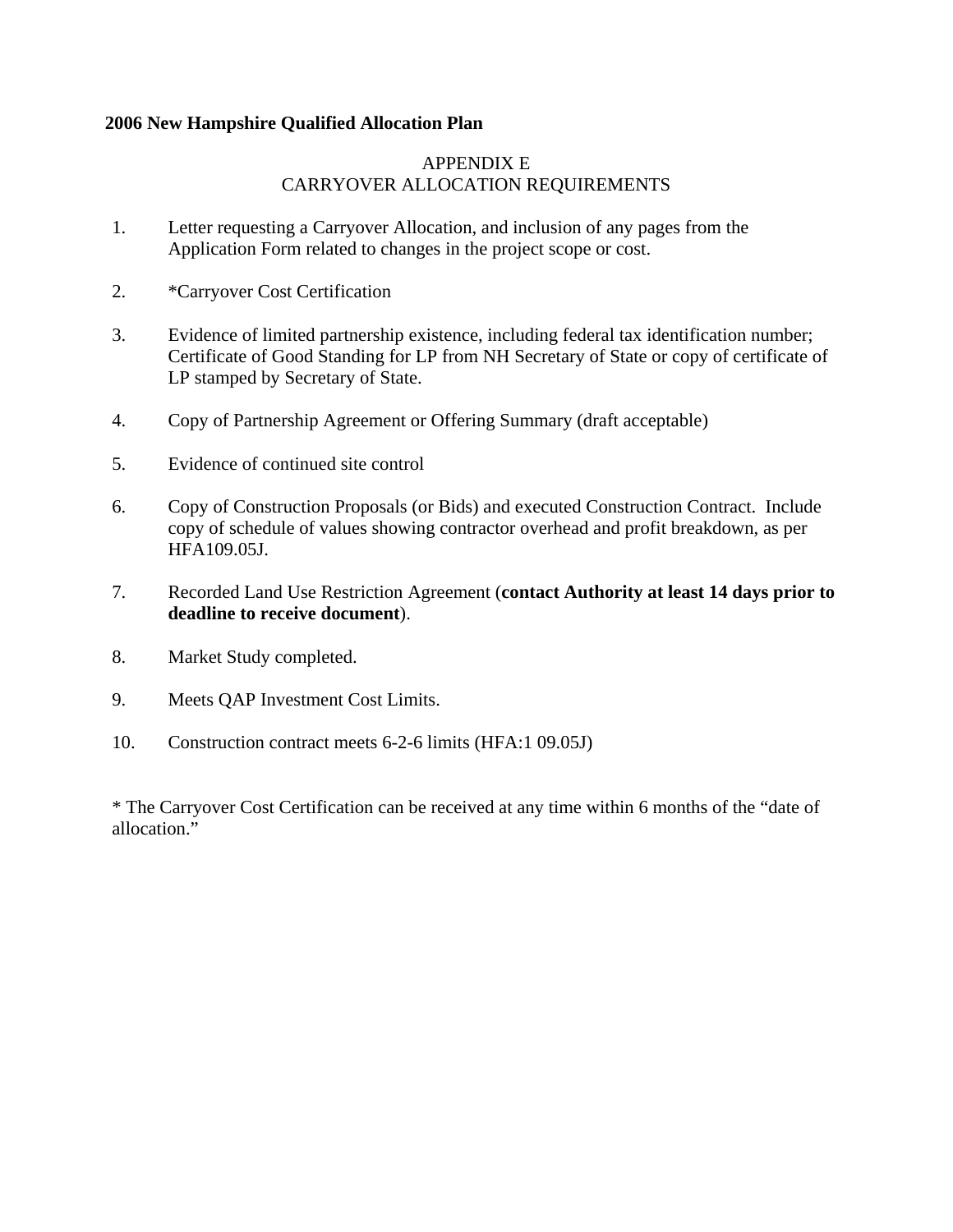**2006 New Hampshire Qualified Allocation Plan**

## APPENDIX E
## CARRYOVER ALLOCATION REQUIREMENTS

1. Letter requesting a Carryover Allocation, and inclusion of any pages from the Application Form related to changes in the project scope or cost.

2. *Carryover Cost Certification

3. Evidence of limited partnership existence, including federal tax identification number; Certificate of Good Standing for LP from NH Secretary of State or copy of certificate of LP stamped by Secretary of State.

4. Copy of Partnership Agreement or Offering Summary (draft acceptable)

5. Evidence of continued site control

6. Copy of Construction Proposals (or Bids) and executed Construction Contract. Include copy of schedule of values showing contractor overhead and profit breakdown, as per HFA109.05J.

7. Recorded Land Use Restriction Agreement (**contact Authority at least 14 days prior to deadline to receive document**).

8. Market Study completed.

9. Meets QAP Investment Cost Limits.

10. Construction contract meets 6-2-6 limits (HFA:1 09.05J)

* The Carryover Cost Certification can be received at any time within 6 months of the "date of allocation."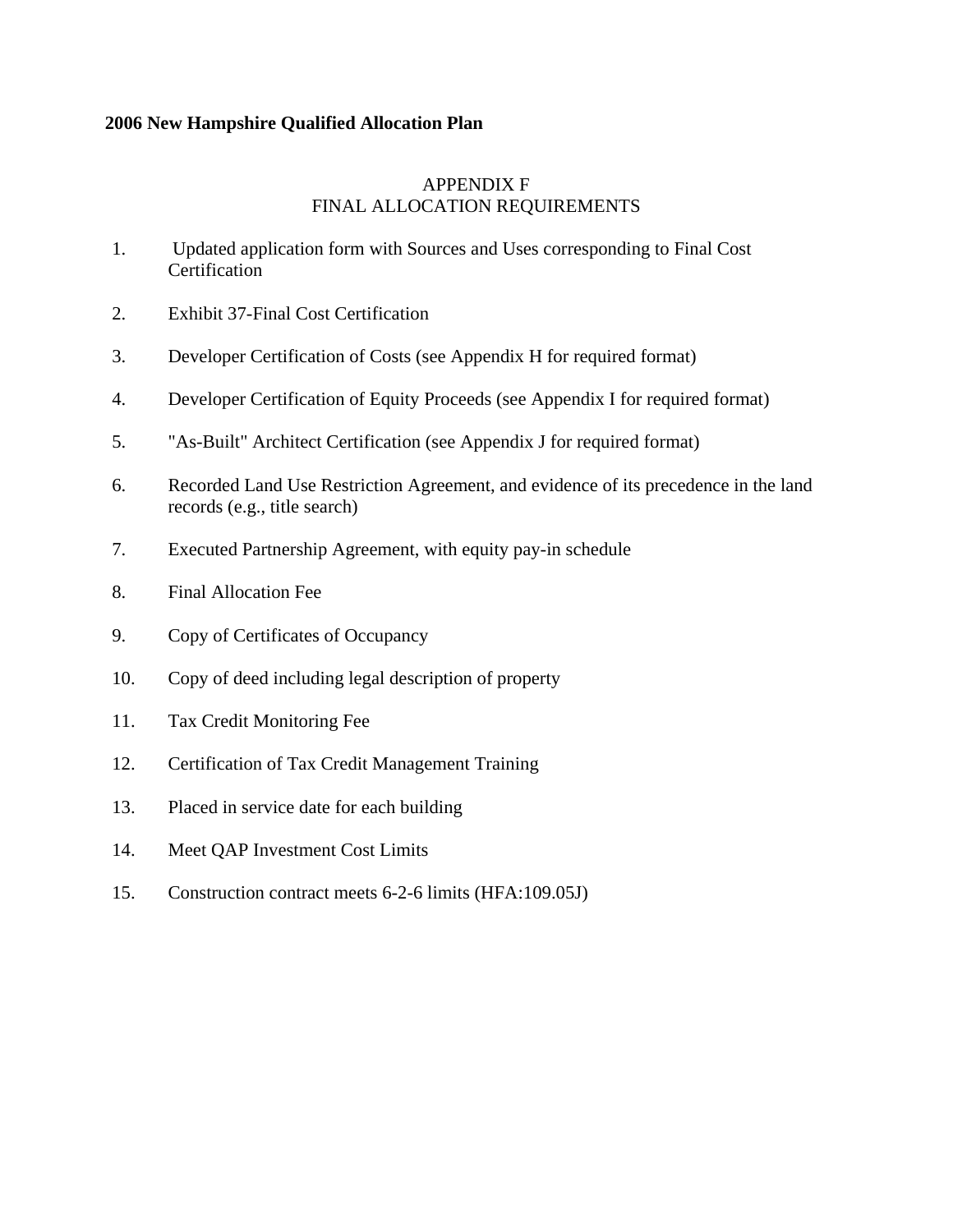**2006 New Hampshire Qualified Allocation Plan**

# APPENDIX F
# FINAL ALLOCATION REQUIREMENTS

1. Updated application form with Sources and Uses corresponding to Final Cost Certification
2. Exhibit 37-Final Cost Certification
3. Developer Certification of Costs (see Appendix H for required format)
4. Developer Certification of Equity Proceeds (see Appendix I for required format)
5. "As-Built" Architect Certification (see Appendix J for required format)
6. Recorded Land Use Restriction Agreement, and evidence of its precedence in the land records (e.g., title search)
7. Executed Partnership Agreement, with equity pay-in schedule
8. Final Allocation Fee
9. Copy of Certificates of Occupancy
10. Copy of deed including legal description of property
11. Tax Credit Monitoring Fee
12. Certification of Tax Credit Management Training
13. Placed in service date for each building
14. Meet QAP Investment Cost Limits
15. Construction contract meets 6-2-6 limits (HFA:109.05J)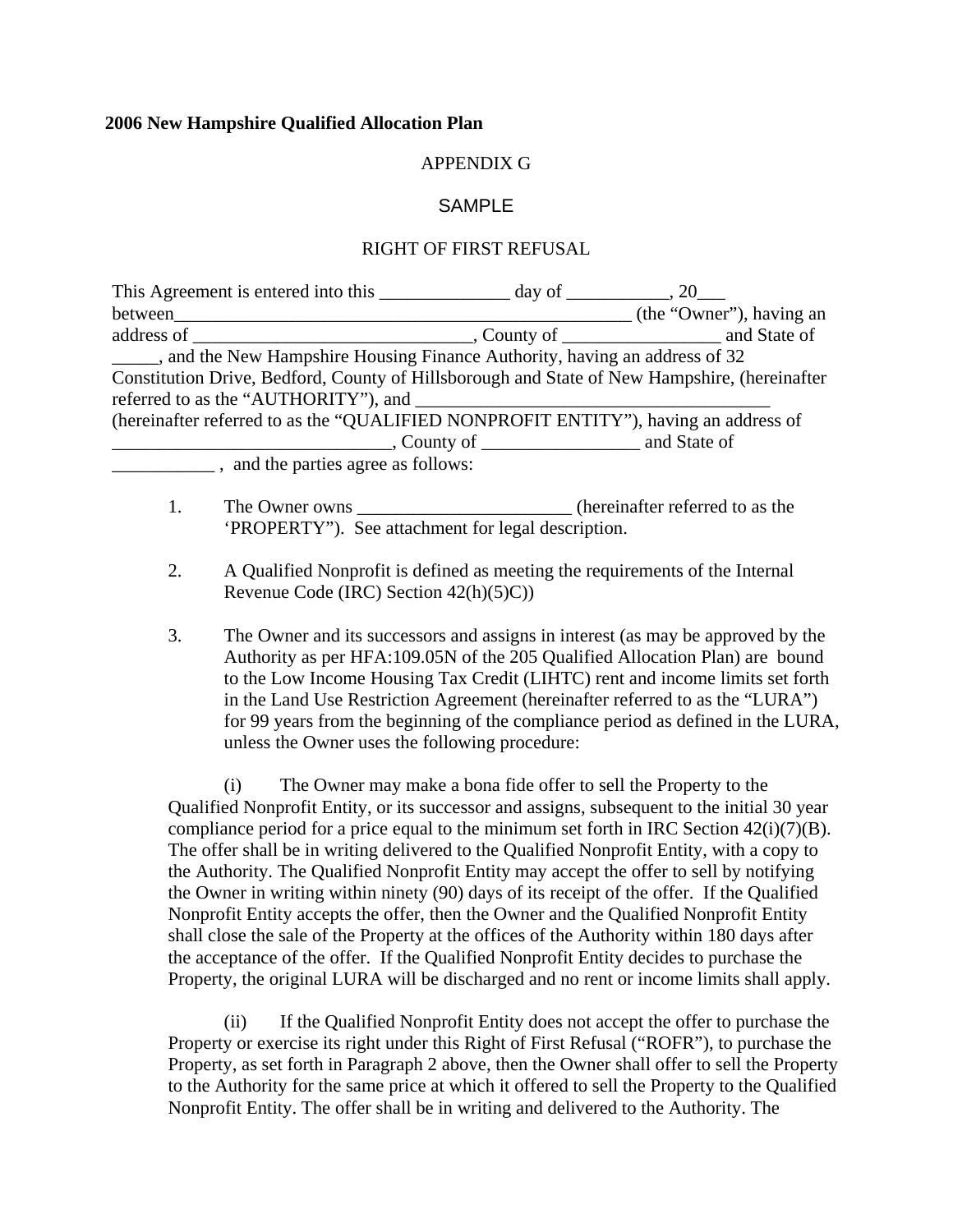**2006 New Hampshire Qualified Allocation Plan**

APPENDIX G

SAMPLE

RIGHT OF FIRST REFUSAL

This Agreement is entered into this ______________ day of ___________, 20___ between___________________________________________________ (the "Owner"), having an address of ______________________________, County of _________________ and State of _____, and the New Hampshire Housing Finance Authority, having an address of 32 Constitution Drive, Bedford, County of Hillsborough and State of New Hampshire, (hereinafter referred to as the "AUTHORITY"), and _______________________________________ (hereinafter referred to as the "QUALIFIED NONPROFIT ENTITY"), having an address of ______________________________, County of _________________ and State of ___________ , and the parties agree as follows:

1. The Owner owns _______________________ (hereinafter referred to as the 'PROPERTY"). See attachment for legal description.

2. A Qualified Nonprofit is defined as meeting the requirements of the Internal Revenue Code (IRC) Section 42(h)(5C))

3. The Owner and its successors and assigns in interest (as may be approved by the Authority as per HFA:109.05N of the 205 Qualified Allocation Plan) are bound to the Low Income Housing Tax Credit (LIHTC) rent and income limits set forth in the Land Use Restriction Agreement (hereinafter referred to as the "LURA") for 99 years from the beginning of the compliance period as defined in the LURA, unless the Owner uses the following procedure:

(i) The Owner may make a bona fide offer to sell the Property to the Qualified Nonprofit Entity, or its successor and assigns, subsequent to the initial 30 year compliance period for a price equal to the minimum set forth in IRC Section 42(i)(7)(B). The offer shall be in writing delivered to the Qualified Nonprofit Entity, with a copy to the Authority. The Qualified Nonprofit Entity may accept the offer to sell by notifying the Owner in writing within ninety (90) days of its receipt of the offer. If the Qualified Nonprofit Entity accepts the offer, then the Owner and the Qualified Nonprofit Entity shall close the sale of the Property at the offices of the Authority within 180 days after the acceptance of the offer. If the Qualified Nonprofit Entity decides to purchase the Property, the original LURA will be discharged and no rent or income limits shall apply.

(ii) If the Qualified Nonprofit Entity does not accept the offer to purchase the Property or exercise its right under this Right of First Refusal ("ROFR"), to purchase the Property, as set forth in Paragraph 2 above, then the Owner shall offer to sell the Property to the Authority for the same price at which it offered to sell the Property to the Qualified Nonprofit Entity. The offer shall be in writing and delivered to the Authority. The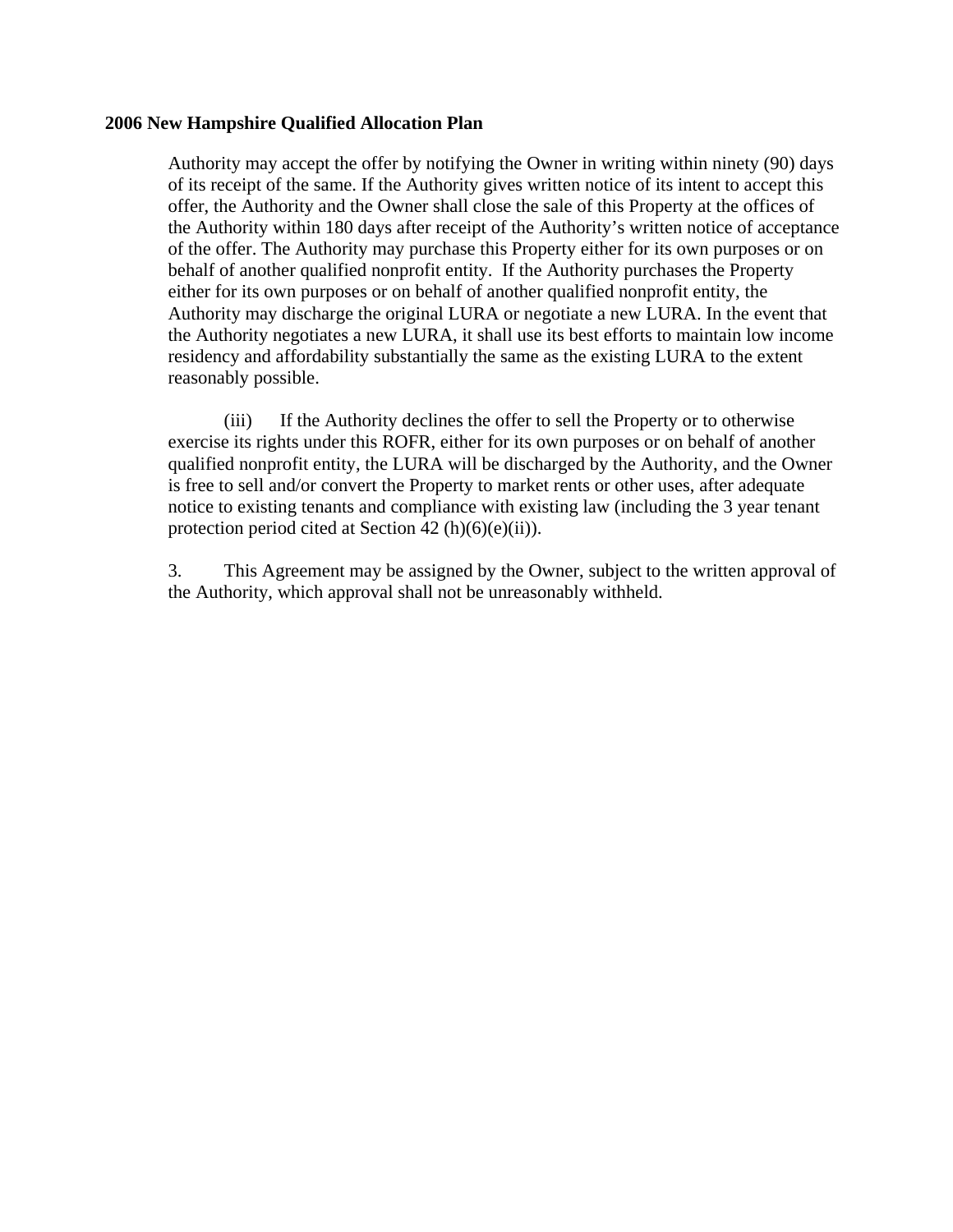Authority may accept the offer by notifying the Owner in writing within ninety (90) days of its receipt of the same. If the Authority gives written notice of its intent to accept this offer, the Authority and the Owner shall close the sale of this Property at the offices of the Authority within 180 days after receipt of the Authority's written notice of acceptance of the offer. The Authority may purchase this Property either for its own purposes or on behalf of another qualified nonprofit entity. If the Authority purchases the Property either for its own purposes or on behalf of another qualified nonprofit entity, the Authority may discharge the original LURA or negotiate a new LURA. In the event that the Authority negotiates a new LURA, it shall use its best efforts to maintain low income residency and affordability substantially the same as the existing LURA to the extent reasonably possible.

(iii) If the Authority declines the offer to sell the Property or to otherwise exercise its rights under this ROFR, either for its own purposes or on behalf of another qualified nonprofit entity, the LURA will be discharged by the Authority, and the Owner is free to sell and/or convert the Property to market rents or other uses, after adequate notice to existing tenants and compliance with existing law (including the 3 year tenant protection period cited at Section 42 (h)(6)(e)(ii)).

3. This Agreement may be assigned by the Owner, subject to the written approval of the Authority, which approval shall not be unreasonably withheld.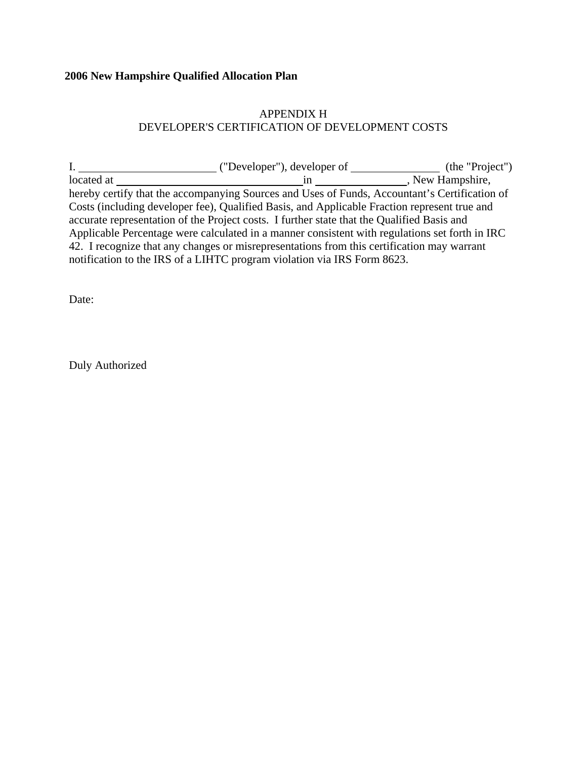**2006 New Hampshire Qualified Allocation Plan**

APPENDIX H
DEVELOPER'S CERTIFICATION OF DEVELOPMENT COSTS

I. ________________________ ("Developer"), developer of ________________ (the "Project") located at _________________________________ in ________________, New Hampshire, hereby certify that the accompanying Sources and Uses of Funds, Accountant's Certification of Costs (including developer fee), Qualified Basis, and Applicable Fraction represent true and accurate representation of the Project costs. I further state that the Qualified Basis and Applicable Percentage were calculated in a manner consistent with regulations set forth in IRC 42. I recognize that any changes or misrepresentations from this certification may warrant notification to the IRS of a LIHTC program violation via IRS Form 8623.

Date:

Duly Authorized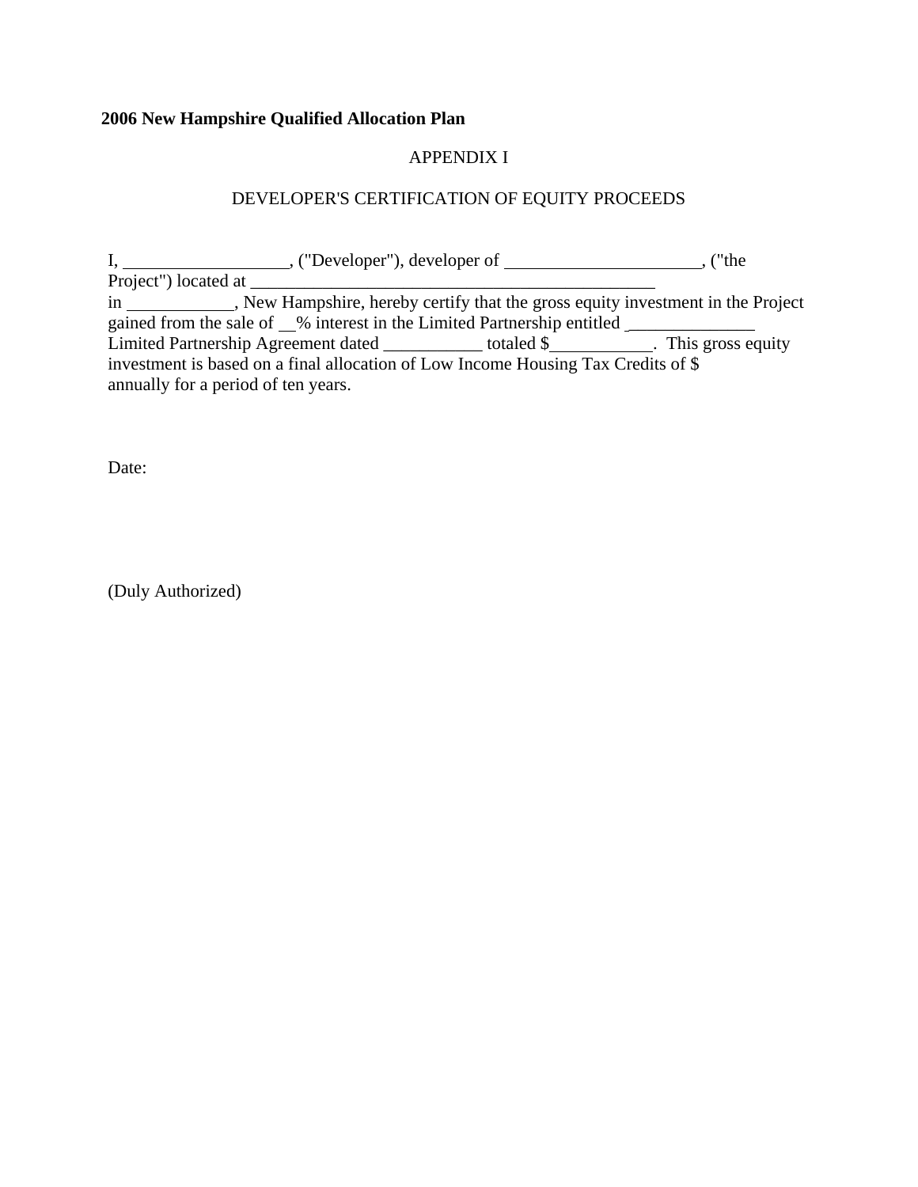**2006 New Hampshire Qualified Allocation Plan**

APPENDIX I

DEVELOPER'S CERTIFICATION OF EQUITY PROCEEDS

I, ___________________, ("Developer"), developer of ______________________, ("the Project") located at ______________________________________________ in ____________, New Hampshire, hereby certify that the gross equity investment in the Project gained from the sale of __% interest in the Limited Partnership entitled ______________ Limited Partnership Agreement dated ___________ totaled $___________. This gross equity investment is based on a final allocation of Low Income Housing Tax Credits of $ annually for a period of ten years.

Date:

(Duly Authorized)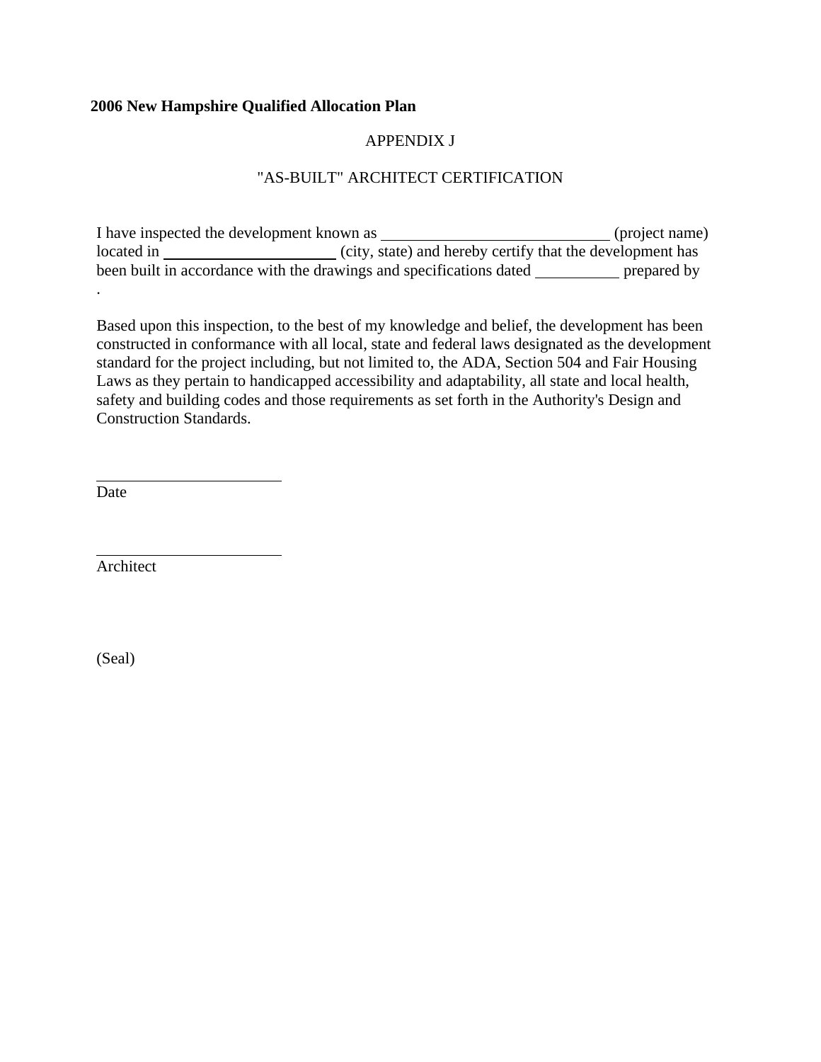**2006 New Hampshire Qualified Allocation Plan**

APPENDIX J

"AS-BUILT" ARCHITECT CERTIFICATION

I have inspected the development known as \_\_\_\_\_\_\_\_\_\_\_\_\_\_\_\_\_\_\_\_\_\_\_\_\_\_\_\_ (project name) located in \_\_\_\_\_\_\_\_\_\_\_\_\_\_\_\_\_\_\_\_\_\_ (city, state) and hereby certify that the development has been built in accordance with the drawings and specifications dated \_\_\_\_\_\_\_\_\_\_\_ prepared by .

Based upon this inspection, to the best of my knowledge and belief, the development has been constructed in conformance with all local, state and federal laws designated as the development standard for the project including, but not limited to, the ADA, Section 504 and Fair Housing Laws as they pertain to handicapped accessibility and adaptability, all state and local health, safety and building codes and those requirements as set forth in the Authority's Design and Construction Standards.

\_\_\_\_\_\_\_\_\_\_\_\_\_\_\_\_\_\_\_\_\_\_\_\_\_
Date

\_\_\_\_\_\_\_\_\_\_\_\_\_\_\_\_\_\_\_\_\_\_\_\_\_
Architect

(Seal)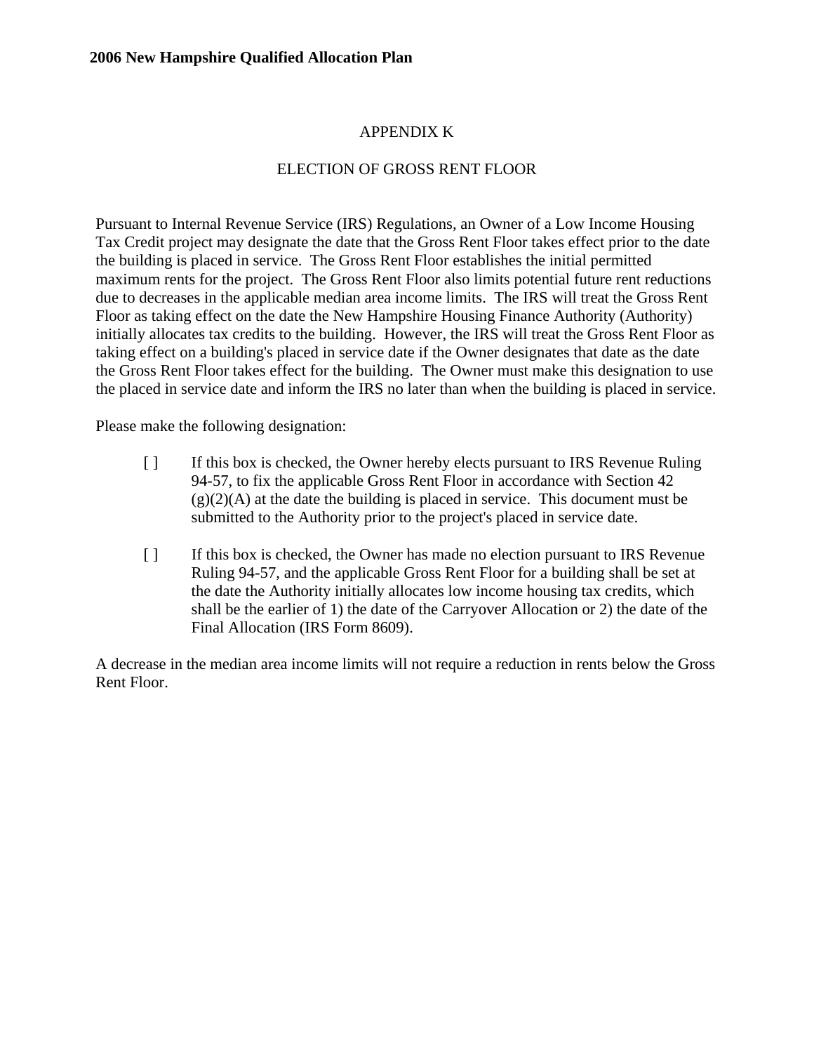# APPENDIX K

## ELECTION OF GROSS RENT FLOOR

Pursuant to Internal Revenue Service (IRS) Regulations, an Owner of a Low Income Housing Tax Credit project may designate the date that the Gross Rent Floor takes effect prior to the date the building is placed in service. The Gross Rent Floor establishes the initial permitted maximum rents for the project. The Gross Rent Floor also limits potential future rent reductions due to decreases in the applicable median area income limits. The IRS will treat the Gross Rent Floor as taking effect on the date the New Hampshire Housing Finance Authority (Authority) initially allocates tax credits to the building. However, the IRS will treat the Gross Rent Floor as taking effect on a building's placed in service date if the Owner designates that date as the date the Gross Rent Floor takes effect for the building. The Owner must make this designation to use the placed in service date and inform the IRS no later than when the building is placed in service.

Please make the following designation:

[ ] If this box is checked, the Owner hereby elects pursuant to IRS Revenue Ruling 94-57, to fix the applicable Gross Rent Floor in accordance with Section 42 (g)(2)(A) at the date the building is placed in service. This document must be submitted to the Authority prior to the project's placed in service date.

[ ] If this box is checked, the Owner has made no election pursuant to IRS Revenue Ruling 94-57, and the applicable Gross Rent Floor for a building shall be set at the date the Authority initially allocates low income housing tax credits, which shall be the earlier of 1) the date of the Carryover Allocation or 2) the date of the Final Allocation (IRS Form 8609).

A decrease in the median area income limits will not require a reduction in rents below the Gross Rent Floor.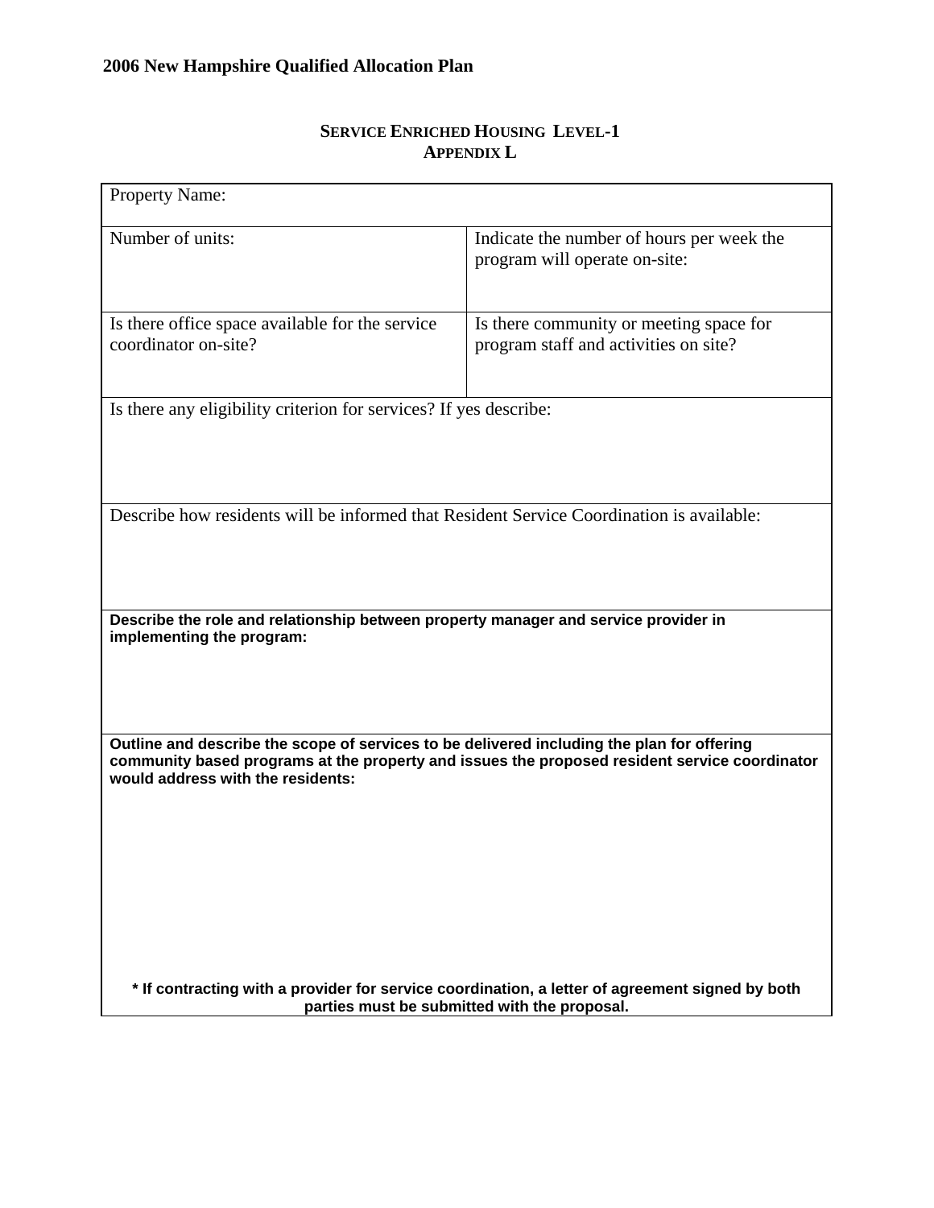## SERVICE ENRICHED HOUSING LEVEL-1
## APPENDIX L

| Property Name: | |
|---|---|
| Number of units: | Indicate the number of hours per week the program will operate on-site: |
| Is there office space available for the service coordinator on-site? | Is there community or meeting space for program staff and activities on site? |
| Is there any eligibility criterion for services? If yes describe: | |
| Describe how residents will be informed that Resident Service Coordination is available: | |
| **Describe the role and relationship between property manager and service provider in implementing the program:** | |
| **Outline and describe the scope of services to be delivered including the plan for offering community based programs at the property and issues the proposed resident service coordinator would address with the residents:** | |

**\* If contracting with a provider for service coordination, a letter of agreement signed by both parties must be submitted with the proposal.**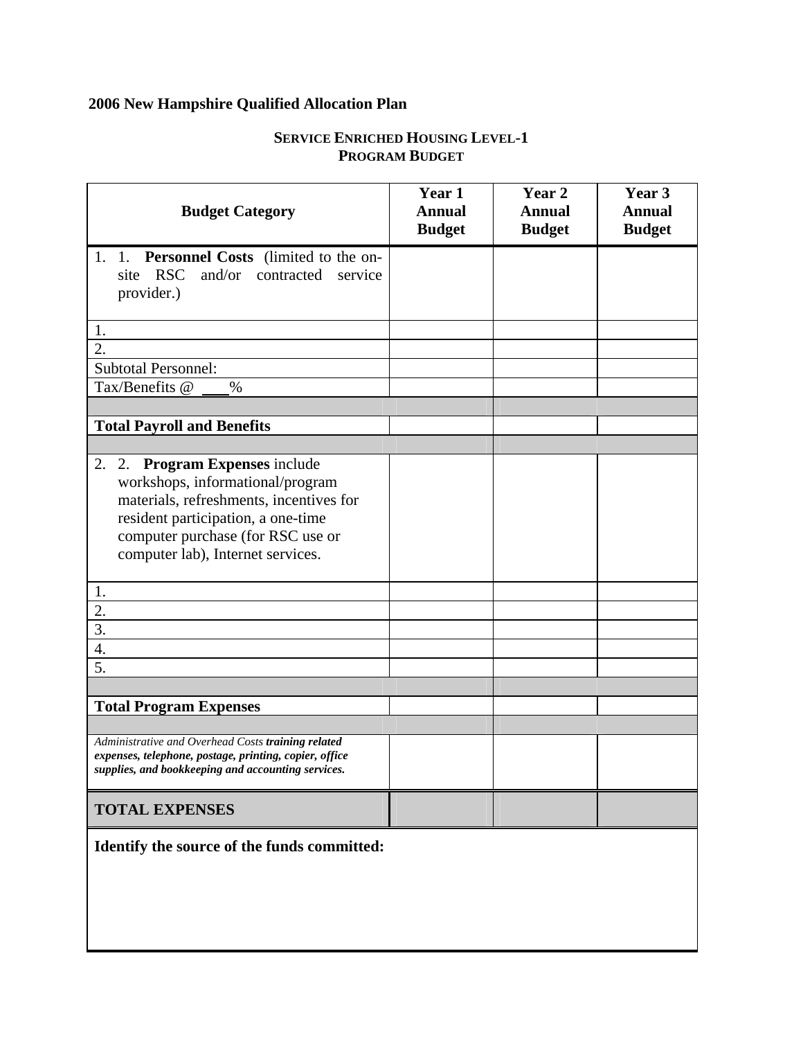**2006 New Hampshire Qualified Allocation Plan**

## SERVICE ENRICHED HOUSING LEVEL-1
## PROGRAM BUDGET

| Budget Category | Year 1 Annual Budget | Year 2 Annual Budget | Year 3 Annual Budget |
|---|---|---|---|
| 1. 1. **Personnel Costs** (limited to the on-site RSC and/or contracted service provider.) | | | |
| 1. | | | |
| 2. | | | |
| Subtotal Personnel: | | | |
| Tax/Benefits @ ___% | | | |
| | | | |
| **Total Payroll and Benefits** | | | |
| | | | |
| 2. 2. **Program Expenses** include workshops, informational/program materials, refreshments, incentives for resident participation, a one-time computer purchase (for RSC use or computer lab), Internet services. | | | |
| 1. | | | |
| 2. | | | |
| 3. | | | |
| 4. | | | |
| 5. | | | |
| | | | |
| **Total Program Expenses** | | | |
| | | | |
| *Administrative and Overhead Costs* ***training related expenses, telephone, postage, printing, copier, office supplies, and bookkeeping and accounting services.*** | | | |
| **TOTAL EXPENSES** | | | |

**Identify the source of the funds committed:**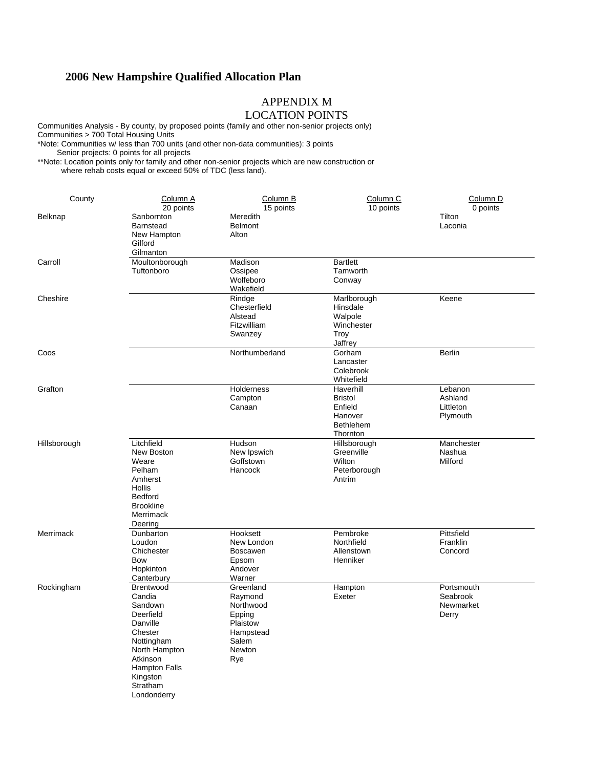# 2006 New Hampshire Qualified Allocation Plan

## APPENDIX M
## LOCATION POINTS

Communities Analysis - By county, by proposed points (family and other non-senior projects only)
Communities > 700 Total Housing Units
*Note: Communities w/ less than 700 units (and other non-data communities): 3 points
Senior projects: 0 points for all projects
**Note: Location points only for family and other non-senior projects which are new construction or where rehab costs equal or exceed 50% of TDC (less land).

| County | Column A<br>20 points | Column B<br>15 points | Column C<br>10 points | Column D<br>0 points |
|---|---|---|---|---|
| Belknap | Sanbornton<br>Barnstead<br>New Hampton<br>Gilford<br>Gilmanton | Meredith<br>Belmont<br>Alton | | Tilton<br>Laconia |
| Carroll | Moultonborough<br>Tuftonboro | Madison<br>Ossipee<br>Wolfeboro<br>Wakefield | Bartlett<br>Tamworth<br>Conway | |
| Cheshire | | Rindge<br>Chesterfield<br>Alstead<br>Fitzwilliam<br>Swanzey | Marlborough<br>Hinsdale<br>Walpole<br>Winchester<br>Troy<br>Jaffrey | Keene |
| Coos | | Northumberland | Gorham<br>Lancaster<br>Colebrook<br>Whitefield | Berlin |
| Grafton | | Holderness<br>Campton<br>Canaan | Haverhill<br>Bristol<br>Enfield<br>Hanover<br>Bethlehem<br>Thornton | Lebanon<br>Ashland<br>Littleton<br>Plymouth |
| Hillsborough | Litchfield<br>New Boston<br>Weare<br>Pelham<br>Amherst<br>Hollis<br>Bedford<br>Brookline<br>Merrimack<br>Deering | Hudson<br>New Ipswich<br>Goffstown<br>Hancock | Hillsborough<br>Greenville<br>Wilton<br>Peterborough<br>Antrim | Manchester<br>Nashua<br>Milford |
| Merrimack | Dunbarton<br>Loudon<br>Chichester<br>Bow<br>Hopkinton<br>Canterbury | Hooksett<br>New London<br>Boscawen<br>Epsom<br>Andover<br>Warner | Pembroke<br>Northfield<br>Allenstown<br>Henniker | Pittsfield<br>Franklin<br>Concord |
| Rockingham | Brentwood<br>Candia<br>Sandown<br>Deerfield<br>Danville<br>Chester<br>Nottingham<br>North Hampton<br>Atkinson<br>Hampton Falls<br>Kingston<br>Stratham<br>Londonderry | Greenland<br>Raymond<br>Northwood<br>Epping<br>Plaistow<br>Hampstead<br>Salem<br>Newton<br>Rye | Hampton<br>Exeter | Portsmouth<br>Seabrook<br>Newmarket<br>Derry |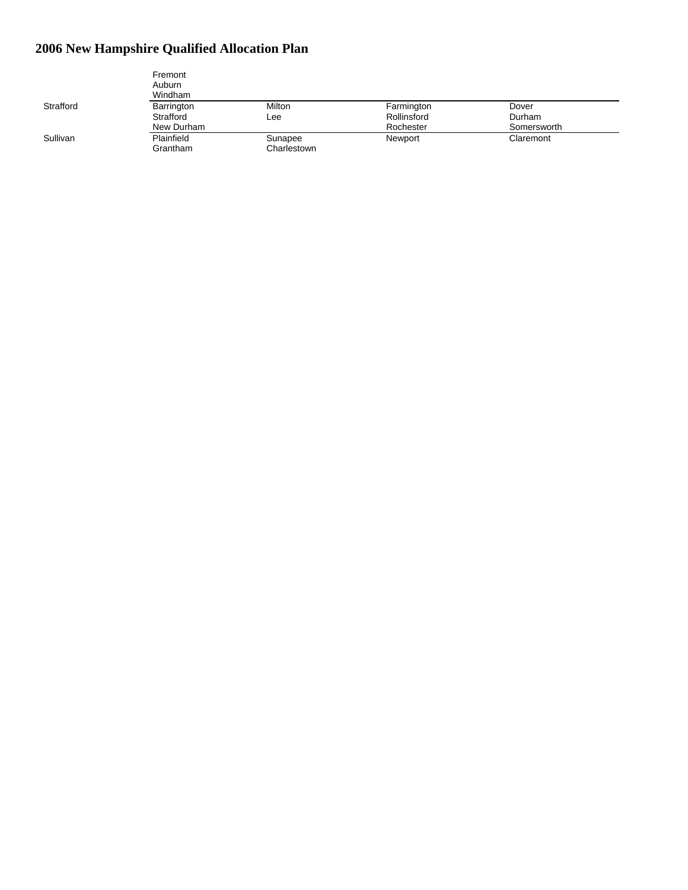# 2006 New Hampshire Qualified Allocation Plan

| | | | | |
|---|---|---|---|---|
| | Fremont<br>Auburn<br>Windham | | | |
| Strafford | Barrington<br>Strafford<br>New Durham | Milton<br>Lee | Farmington<br>Rollinsford<br>Rochester | Dover<br>Durham<br>Somersworth |
| Sullivan | Plainfield<br>Grantham | Sunapee<br>Charlestown | Newport | Claremont |